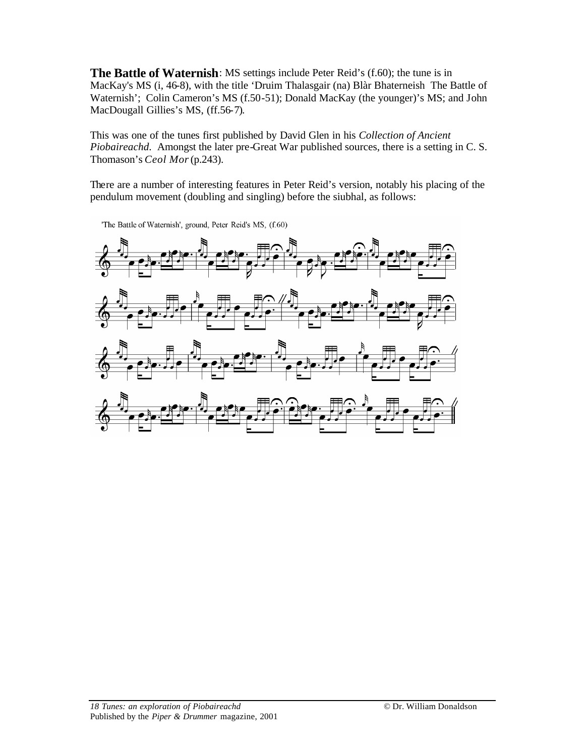**The Battle of Waternish**: MS settings include Peter Reid's (f.60); the tune is in MacKay's MS (i, 46-8), with the title 'Druim Thalasgair (na) Blàr Bhaterneish The Battle of Waternish'; Colin Cameron's MS (f.50-51); Donald MacKay (the younger)'s MS; and John MacDougall Gillies's MS, (ff.56-7).

This was one of the tunes first published by David Glen in his *Collection of Ancient Piobaireachd*. Amongst the later pre-Great War published sources, there is a setting in C. S. Thomason's *Ceol Mor* (p.243).

There are a number of interesting features in Peter Reid's version, notably his placing of the pendulum movement (doubling and singling) before the siubhal, as follows:

'The Battle of Waternish', ground, Peter Reid's MS, (f.60)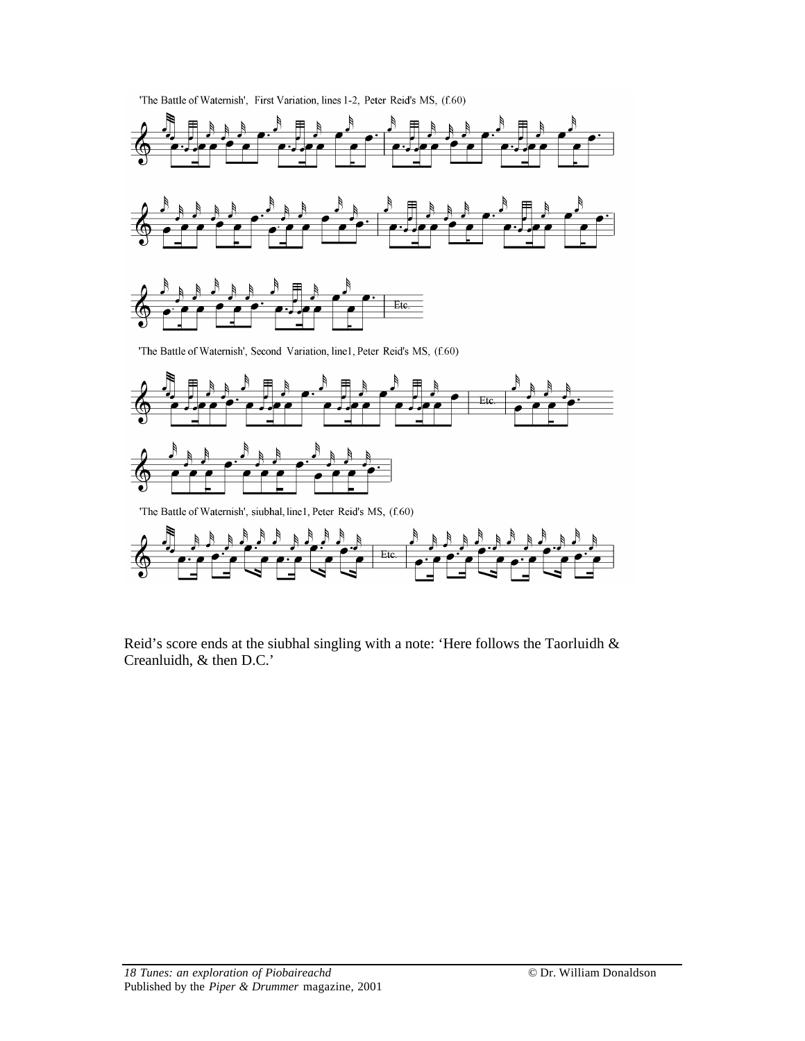'The Battle of Waternish', First Variation, lines 1-2, Peter Reid's MS, (f.60)

'The Battle of Waternish', Second Variation, line1, Peter Reid's MS, (f.60)

'The Battle of Waternish', siubhal, line1, Peter Reid's MS, (f.60)

Reid's score ends at the siubhal singling with a note: 'Here follows the Taorluidh & Creanluidh, & then D.C.'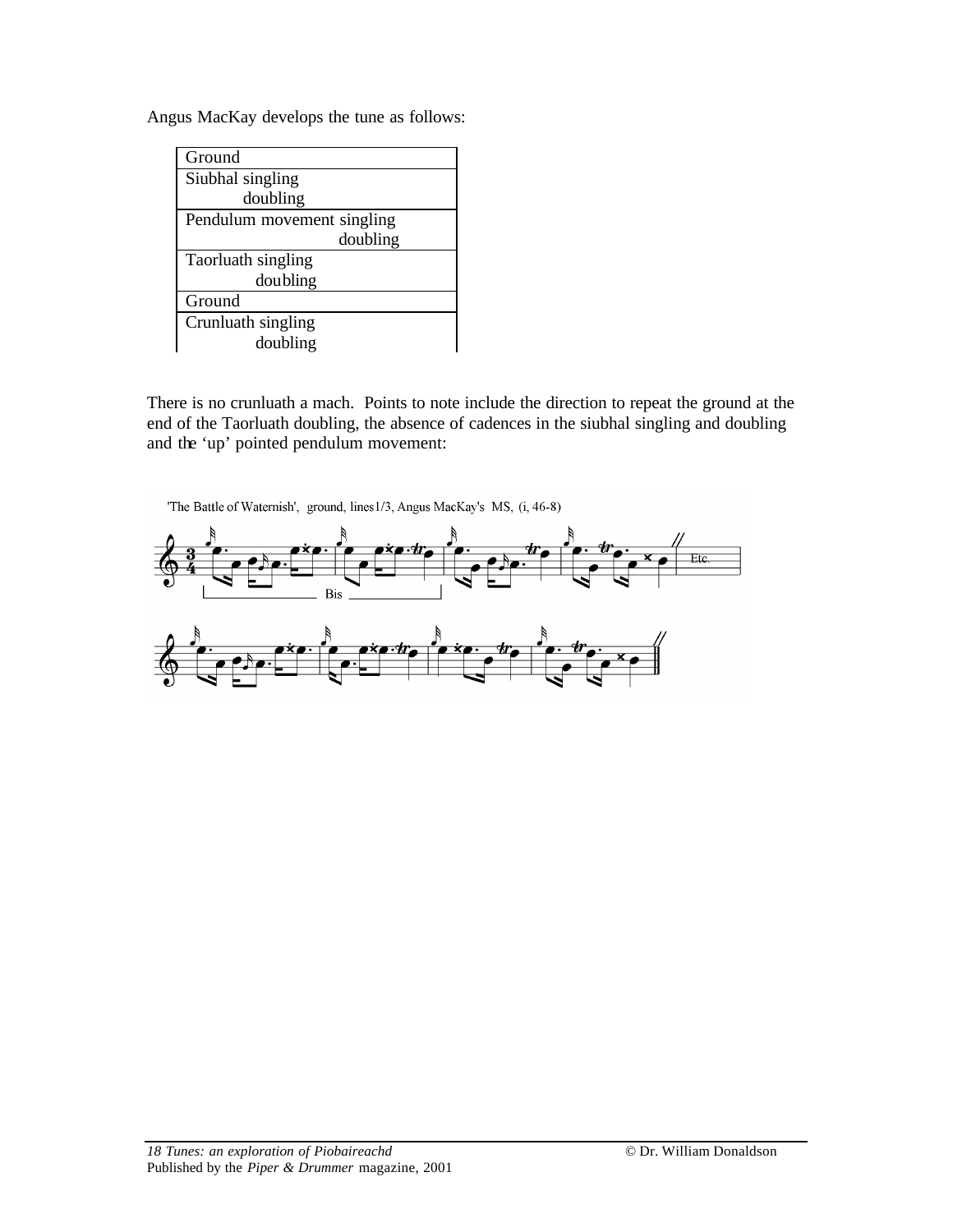Angus MacKay develops the tune as follows:

| Ground |
|---|
| Siubhal singling<br>doubling |
| Pendulum movement singling<br>doubling |
| Taorluath singling<br>doubling |
| Ground |
| Crunluath singling<br>doubling |

There is no crunluath a mach. Points to note include the direction to repeat the ground at the end of the Taorluath doubling, the absence of cadences in the siubhal singling and doubling and the 'up' pointed pendulum movement:

'The Battle of Waternish', ground, lines 1/3, Angus MacKay's MS, (i, 46-8)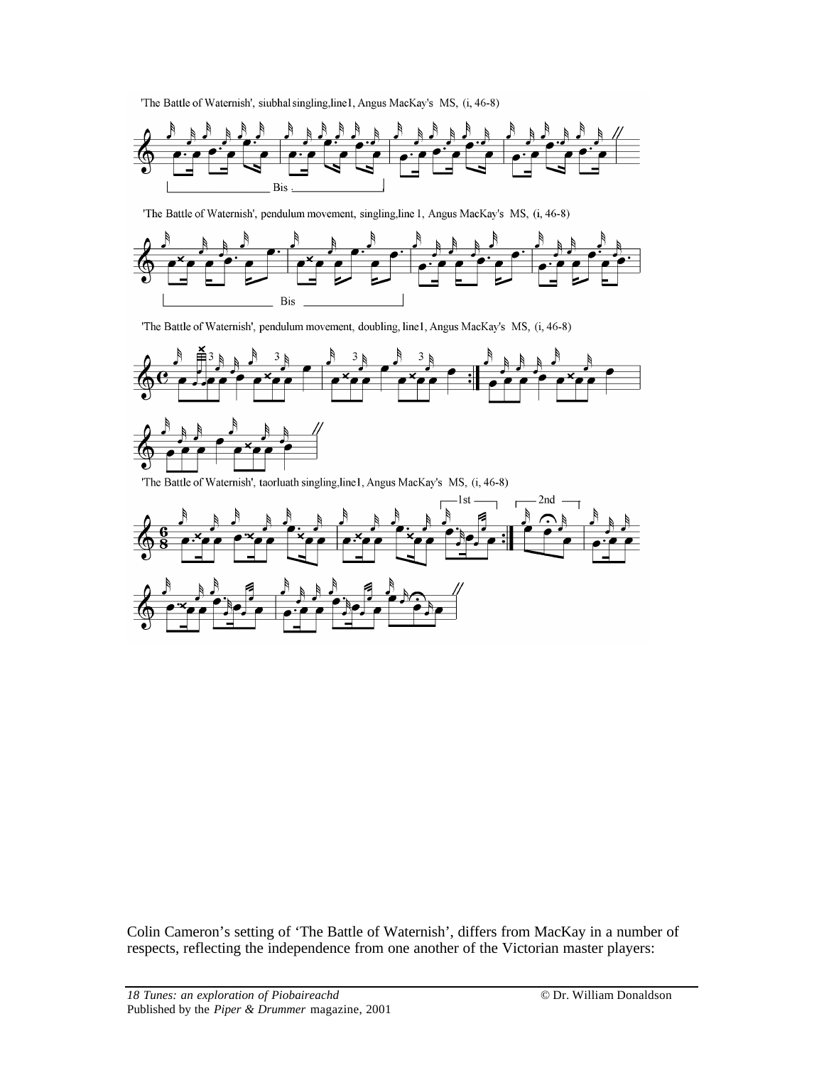'The Battle of Waternish', siubhal singling, line1, Angus MacKay's MS, (i, 46-8)

'The Battle of Waternish', pendulum movement, singling, line 1, Angus MacKay's MS, (i, 46-8)

'The Battle of Waternish', pendulum movement, doubling, line1, Angus MacKay's MS, (i, 46-8)

'The Battle of Waternish', taorluath singling, line1, Angus MacKay's MS, (i, 46-8)

Colin Cameron's setting of 'The Battle of Waternish', differs from MacKay in a number of respects, reflecting the independence from one another of the Victorian master players: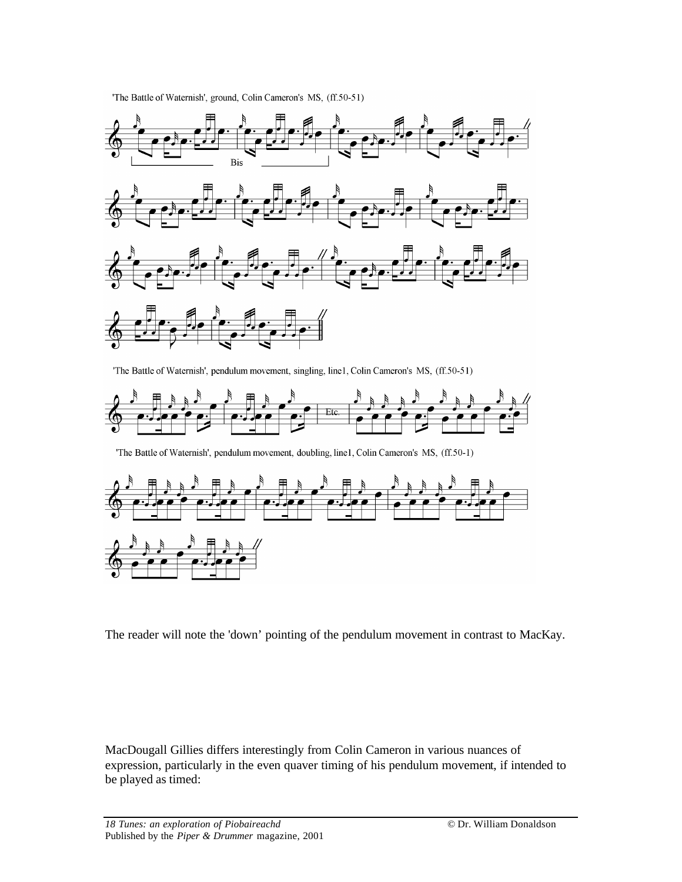'The Battle of Waternish', ground, Colin Cameron's MS, (ff.50-51)

'The Battle of Waternish', pendulum movement, singling, line1, Colin Cameron's MS, (ff.50-51)

'The Battle of Waternish', pendulum movement, doubling, line1, Colin Cameron's MS, (ff.50-1)

The reader will note the 'down' pointing of the pendulum movement in contrast to MacKay.

MacDougall Gillies differs interestingly from Colin Cameron in various nuances of expression, particularly in the even quaver timing of his pendulum movement, if intended to be played as timed: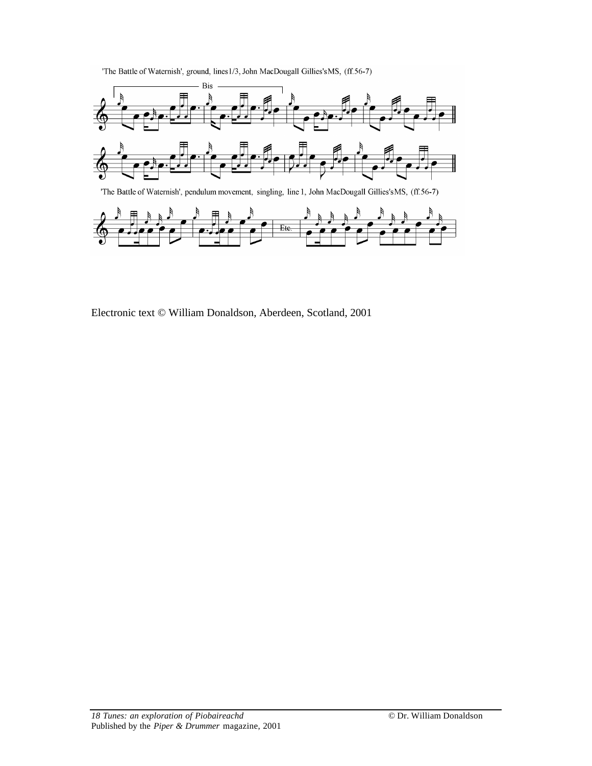'The Battle of Waternish', ground, lines1/3, John MacDougall Gillies's MS, (ff.56-7)

'The Battle of Waternish', pendulum movement, singling, line 1, John MacDougall Gillies's MS, (ff.56-7)

Electronic text © William Donaldson, Aberdeen, Scotland, 2001